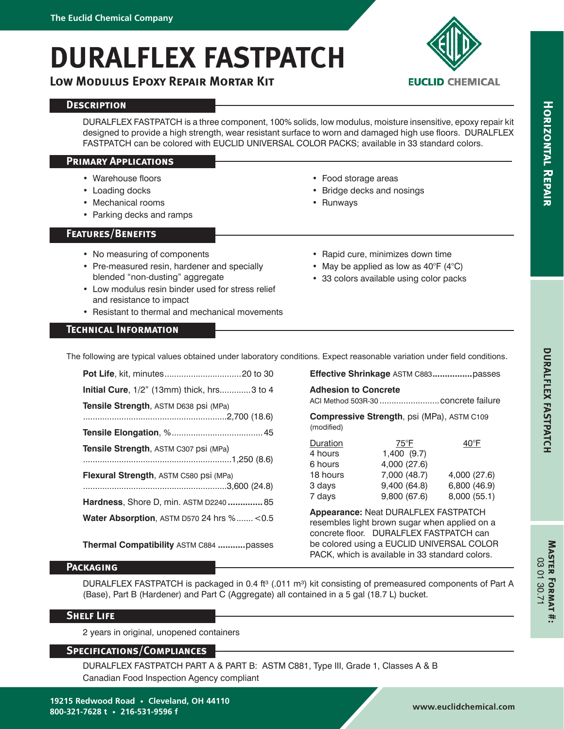The Euclid Chemical Company

# DURALFLEX FASTPATCH

## Low Modulus Epoxy Repair Mortar Kit

EUCLID CHEMICAL

Horizontal Repair

### Description

DURALFLEX FASTPATCH is a three component, 100% solids, low modulus, moisture insensitive, epoxy repair kit designed to provide a high strength, wear resistant surface to worn and damaged high use floors. DURALFLEX FASTPATCH can be colored with EUCLID UNIVERSAL COLOR PACKS; available in 33 standard colors.

### Primary Applications

- Warehouse floors
- Loading docks
- Mechanical rooms
- Parking decks and ramps
- Food storage areas
- Bridge decks and nosings
- Runways

### Features/Benefits

- No measuring of components
- Pre-measured resin, hardener and specially blended "non-dusting" aggregate
- Low modulus resin binder used for stress relief and resistance to impact
- Resistant to thermal and mechanical movements
- Rapid cure, minimizes down time
- May be applied as low as 40°F (4°C)
- 33 colors available using color packs

### Technical Information

The following are typical values obtained under laboratory conditions. Expect reasonable variation under field conditions.

**Pot Life**, kit, minutes................................20 to 30

**Initial Cure**, 1/2" (13mm) thick, hrs.............3 to 4

**Tensile Strength**, ASTM D638 psi (MPa) ............................................................2,700 (18.6)

**Tensile Elongation**, %......................................45

**Tensile Strength**, ASTM C307 psi (MPa) ..............................................................1,250 (8.6)

**Flexural Strength**, ASTM C580 psi (MPa) ............................................................3,600 (24.8)

**Hardness**, Shore D, min. ASTM D2240 **..............** 85

**Water Absorption**, ASTM D570 24 hrs %....... <0.5

**Thermal Compatibility** ASTM C884 **...........** passes

**Effective Shrinkage** ASTM C883**................** passes

**Adhesion to Concrete**
ACI Method 503R-30 .........................concrete failure

**Compressive Strength**, psi (MPa), ASTM C109 (modified)

| Duration | 75°F | 40°F |
|---|---|---|
| 4 hours | 1,400 (9.7) | |
| 6 hours | 4,000 (27.6) | |
| 18 hours | 7,000 (48.7) | 4,000 (27.6) |
| 3 days | 9,400 (64.8) | 6,800 (46.9) |
| 7 days | 9,800 (67.6) | 8,000 (55.1) |

**Appearance:** Neat DURALFLEX FASTPATCH resembles light brown sugar when applied on a concrete floor. DURALFLEX FASTPATCH can be colored using a EUCLID UNIVERSAL COLOR PACK, which is available in 33 standard colors.

### Packaging

DURALFLEX FASTPATCH is packaged in 0.4 ft³ (.011 m³) kit consisting of premeasured components of Part A (Base), Part B (Hardener) and Part C (Aggregate) all contained in a 5 gal (18.7 L) bucket.

### Shelf Life

2 years in original, unopened containers

### Specifications/Compliances

DURALFLEX FASTPATCH PART A & PART B: ASTM C881, Type III, Grade 1, Classes A & B
Canadian Food Inspection Agency compliant

DURALFLEX FASTPATCH

Master Format #: 03 01 30.71

19215 Redwood Road • Cleveland, OH 44110
800-321-7628 t • 216-531-9596 f

www.euclidchemical.com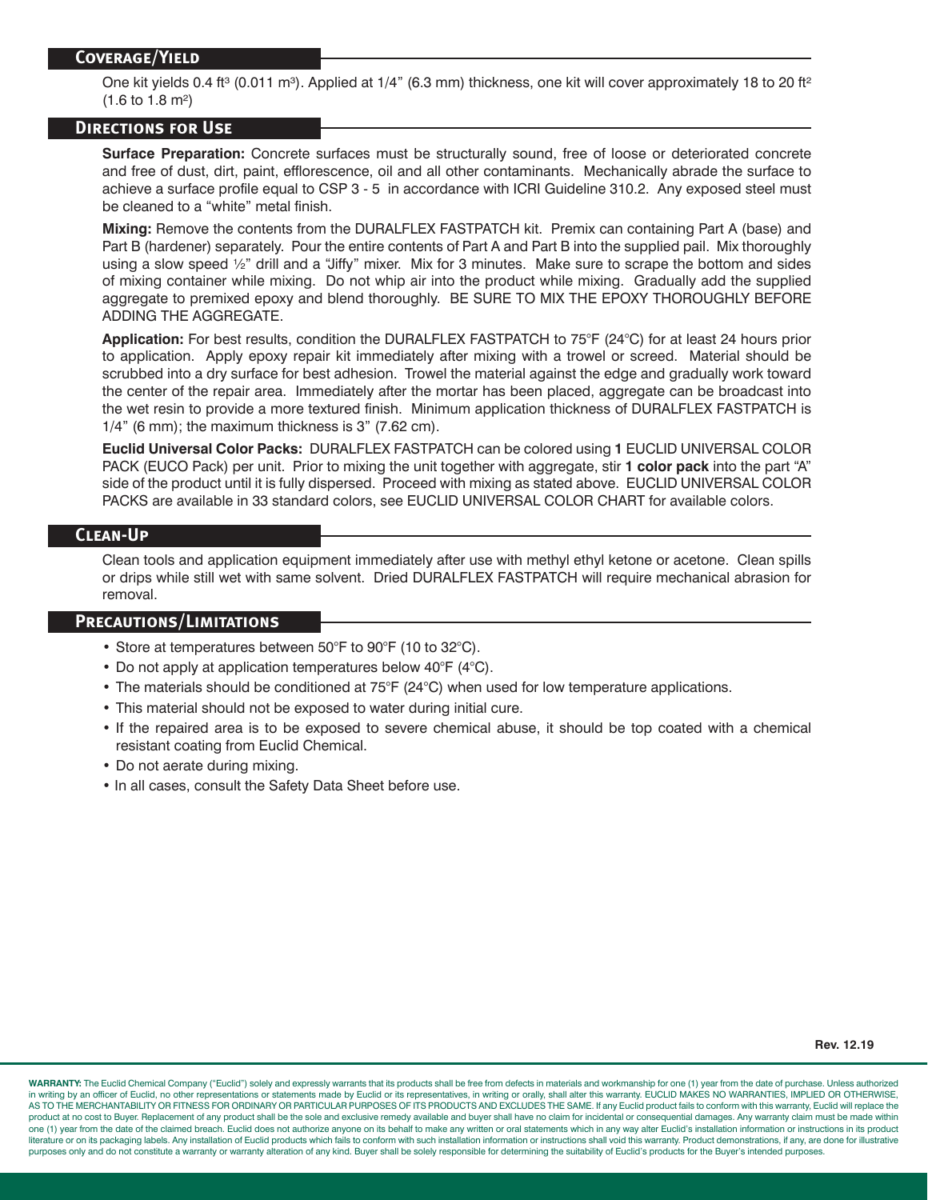## Coverage/Yield

One kit yields 0.4 ft³ (0.011 m³). Applied at 1/4" (6.3 mm) thickness, one kit will cover approximately 18 to 20 ft² (1.6 to 1.8 m²)

## Directions for Use

**Surface Preparation:** Concrete surfaces must be structurally sound, free of loose or deteriorated concrete and free of dust, dirt, paint, efflorescence, oil and all other contaminants. Mechanically abrade the surface to achieve a surface profile equal to CSP 3 - 5 in accordance with ICRI Guideline 310.2. Any exposed steel must be cleaned to a "white" metal finish.

**Mixing:** Remove the contents from the DURALFLEX FASTPATCH kit. Premix can containing Part A (base) and Part B (hardener) separately. Pour the entire contents of Part A and Part B into the supplied pail. Mix thoroughly using a slow speed ½" drill and a "Jiffy" mixer. Mix for 3 minutes. Make sure to scrape the bottom and sides of mixing container while mixing. Do not whip air into the product while mixing. Gradually add the supplied aggregate to premixed epoxy and blend thoroughly. BE SURE TO MIX THE EPOXY THOROUGHLY BEFORE ADDING THE AGGREGATE.

**Application:** For best results, condition the DURALFLEX FASTPATCH to 75°F (24°C) for at least 24 hours prior to application. Apply epoxy repair kit immediately after mixing with a trowel or screed. Material should be scrubbed into a dry surface for best adhesion. Trowel the material against the edge and gradually work toward the center of the repair area. Immediately after the mortar has been placed, aggregate can be broadcast into the wet resin to provide a more textured finish. Minimum application thickness of DURALFLEX FASTPATCH is 1/4" (6 mm); the maximum thickness is 3" (7.62 cm).

**Euclid Universal Color Packs:** DURALFLEX FASTPATCH can be colored using **1** EUCLID UNIVERSAL COLOR PACK (EUCO Pack) per unit. Prior to mixing the unit together with aggregate, stir **1 color pack** into the part "A" side of the product until it is fully dispersed. Proceed with mixing as stated above. EUCLID UNIVERSAL COLOR PACKS are available in 33 standard colors, see EUCLID UNIVERSAL COLOR CHART for available colors.

## Clean-Up

Clean tools and application equipment immediately after use with methyl ethyl ketone or acetone. Clean spills or drips while still wet with same solvent. Dried DURALFLEX FASTPATCH will require mechanical abrasion for removal.

## Precautions/Limitations

- Store at temperatures between 50°F to 90°F (10 to 32°C).
- Do not apply at application temperatures below 40°F (4°C).
- The materials should be conditioned at 75°F (24°C) when used for low temperature applications.
- This material should not be exposed to water during initial cure.
- If the repaired area is to be exposed to severe chemical abuse, it should be top coated with a chemical resistant coating from Euclid Chemical.
- Do not aerate during mixing.
- In all cases, consult the Safety Data Sheet before use.

Rev. 12.19

**WARRANTY:** The Euclid Chemical Company ("Euclid") solely and expressly warrants that its products shall be free from defects in materials and workmanship for one (1) year from the date of purchase. Unless authorized in writing by an officer of Euclid, no other representations or statements made by Euclid or its representatives, in writing or orally, shall alter this warranty. EUCLID MAKES NO WARRANTIES, IMPLIED OR OTHERWISE, AS TO THE MERCHANTABILITY OR FITNESS FOR ORDINARY OR PARTICULAR PURPOSES OF ITS PRODUCTS AND EXCLUDES THE SAME. If any Euclid product fails to conform with this warranty, Euclid will replace the product at no cost to Buyer. Replacement of any product shall be the sole and exclusive remedy available and buyer shall have no claim for incidental or consequential damages. Any warranty claim must be made within one (1) year from the date of the claimed breach. Euclid does not authorize anyone on its behalf to make any written or oral statements which in any way alter Euclid's installation information or instructions in its product literature or on its packaging labels. Any installation of Euclid products which fails to conform with such installation information or instructions shall void this warranty. Product demonstrations, if any, are done for illustrative purposes only and do not constitute a warranty or warranty alteration of any kind. Buyer shall be solely responsible for determining the suitability of Euclid's products for the Buyer's intended purposes.